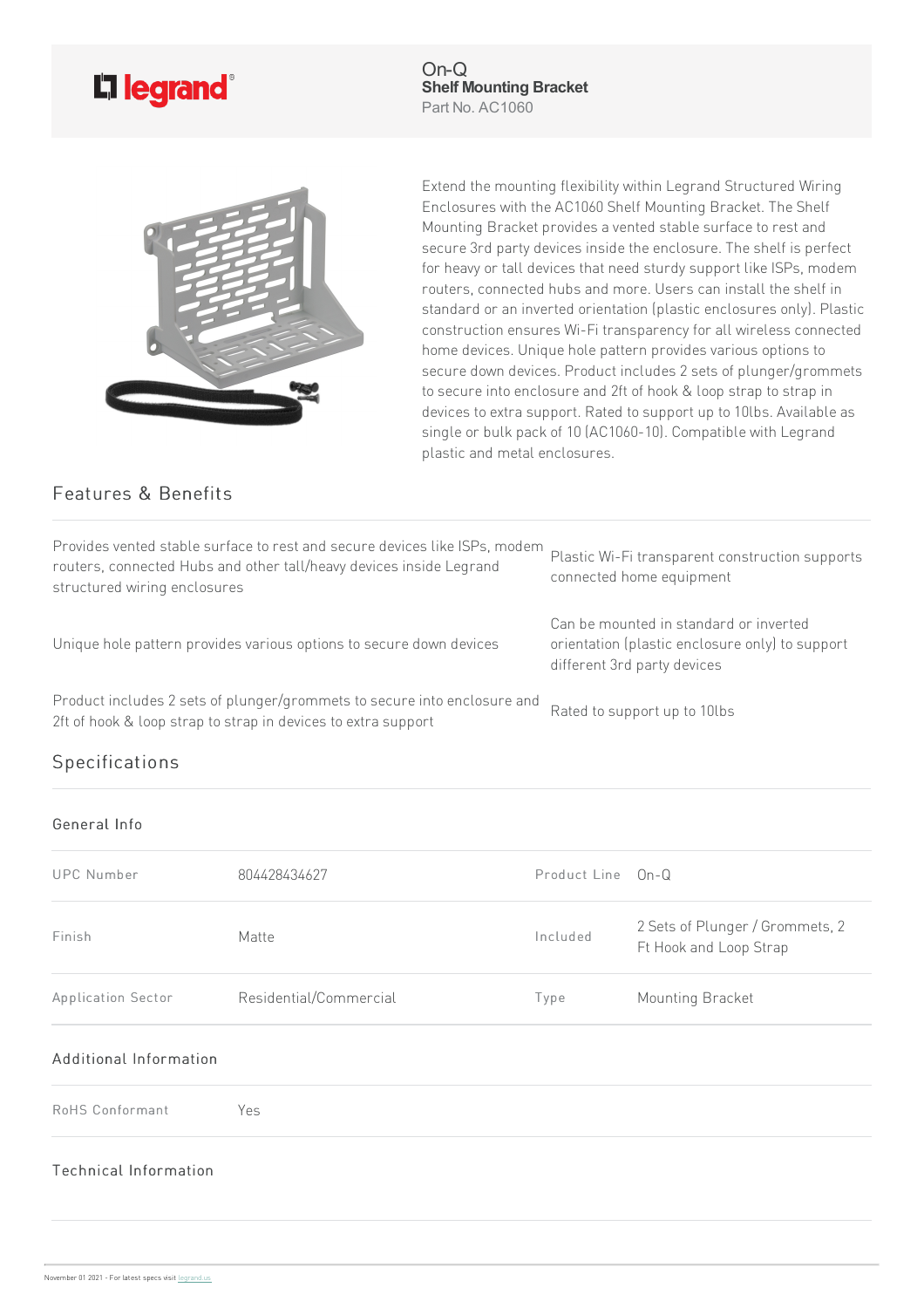legrand

On-Q
**Shelf Mounting Bracket**
Part No. AC1060

Extend the mounting flexibility within Legrand Structured Wiring Enclosures with the AC1060 Shelf Mounting Bracket. The Shelf Mounting Bracket provides a vented stable surface to rest and secure 3rd party devices inside the enclosure. The shelf is perfect for heavy or tall devices that need sturdy support like ISPs, modem routers, connected hubs and more. Users can install the shelf in standard or an inverted orientation (plastic enclosures only). Plastic construction ensures Wi-Fi transparency for all wireless connected home devices. Unique hole pattern provides various options to secure down devices. Product includes 2 sets of plunger/grommets to secure into enclosure and 2ft of hook & loop strap to strap in devices to extra support. Rated to support up to 10lbs. Available as single or bulk pack of 10 (AC1060-10). Compatible with Legrand plastic and metal enclosures.

## Features & Benefits

- Provides vented stable surface to rest and secure devices like ISPs, modem routers, connected Hubs and other tall/heavy devices inside Legrand structured wiring enclosures
- Plastic Wi-Fi transparent construction supports connected home equipment
- Unique hole pattern provides various options to secure down devices
- Can be mounted in standard or inverted orientation (plastic enclosure only) to support different 3rd party devices
- Product includes 2 sets of plunger/grommets to secure into enclosure and 2ft of hook & loop strap to strap in devices to extra support
- Rated to support up to 10lbs

## Specifications

### General Info

| | | | |
|---|---|---|---|
| UPC Number | 804428434627 | Product Line | On-Q |
| Finish | Matte | Included | 2 Sets of Plunger / Grommets, 2 Ft Hook and Loop Strap |
| Application Sector | Residential/Commercial | Type | Mounting Bracket |

### Additional Information

| | |
|---|---|
| RoHS Conformant | Yes |

### Technical Information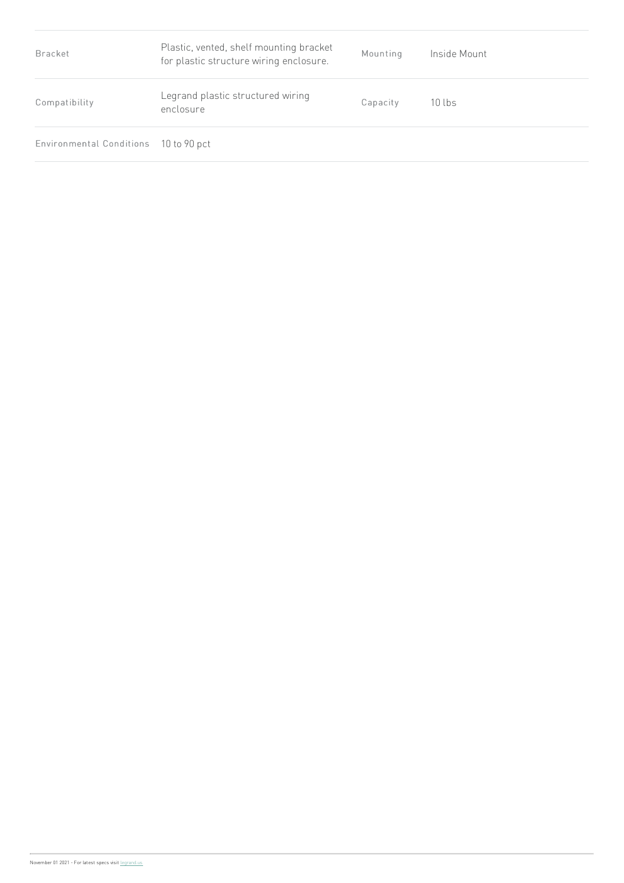| | | | |
|---|---|---|---|
| Bracket | Plastic, vented, shelf mounting bracket for plastic structure wiring enclosure. | Mounting | Inside Mount |
| Compatibility | Legrand plastic structured wiring enclosure | Capacity | 10 lbs |
| Environmental Conditions | 10 to 90 pct | | |